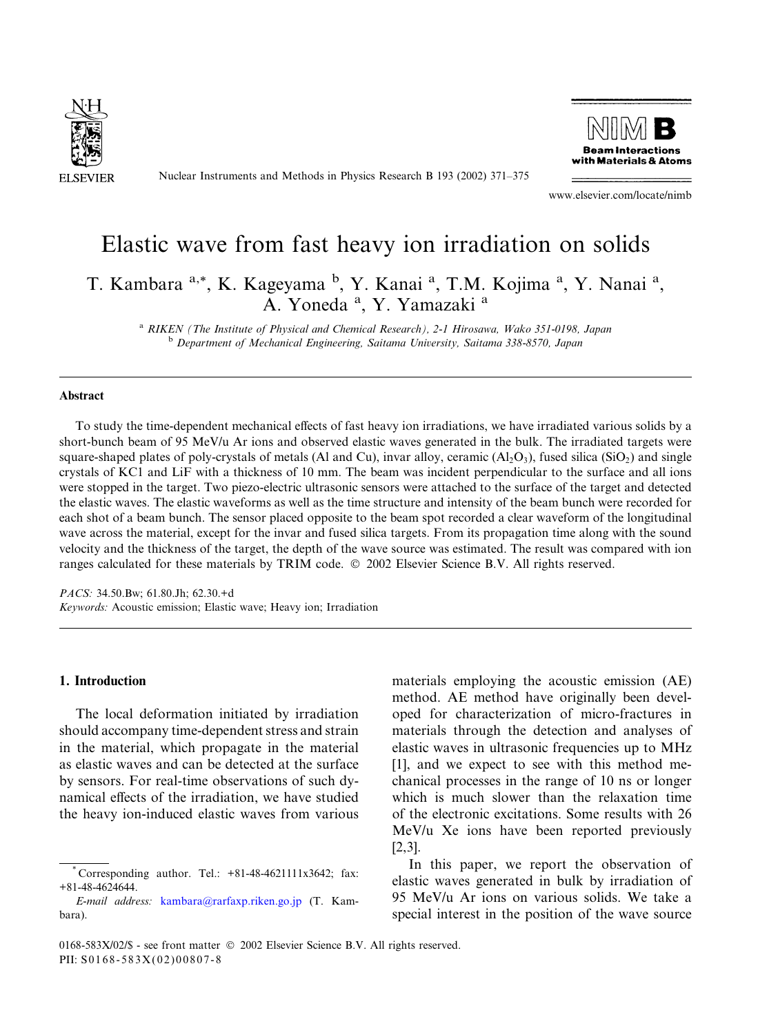# Elastic wave from fast heavy ion irradiation on solids

T. Kambara [a,*], K. Kageyama [b], Y. Kanai [a], T.M. Kojima [a], Y. Nanai [a], A. Yoneda [a], Y. Yamazaki [a]

[a] *RIKEN (The Institute of Physical and Chemical Research), 2-1 Hirosawa, Wako 351-0198, Japan*
[b] *Department of Mechanical Engineering, Saitama University, Saitama 338-8570, Japan*

## Abstract

To study the time-dependent mechanical effects of fast heavy ion irradiations, we have irradiated various solids by a short-bunch beam of 95 MeV/u Ar ions and observed elastic waves generated in the bulk. The irradiated targets were square-shaped plates of poly-crystals of metals (Al and Cu), invar alloy, ceramic ($Al_2O_3$), fused silica ($SiO_2$) and single crystals of KCl and LiF with a thickness of 10 mm. The beam was incident perpendicular to the surface and all ions were stopped in the target. Two piezo-electric ultrasonic sensors were attached to the surface of the target and detected the elastic waves. The elastic waveforms as well as the time structure and intensity of the beam bunch were recorded for each shot of a beam bunch. The sensor placed opposite to the beam spot recorded a clear waveform of the longitudinal wave across the material, except for the invar and fused silica targets. From its propagation time along with the sound velocity and the thickness of the target, the depth of the wave source was estimated. The result was compared with ion ranges calculated for these materials by TRIM code. © 2002 Elsevier Science B.V. All rights reserved.

*PACS:* 34.50.Bw; 61.80.Jh; 62.30.+d
*Keywords:* Acoustic emission; Elastic wave; Heavy ion; Irradiation

## 1. Introduction

The local deformation initiated by irradiation should accompany time-dependent stress and strain in the material, which propagate in the material as elastic waves and can be detected at the surface by sensors. For real-time observations of such dynamical effects of the irradiation, we have studied the heavy ion-induced elastic waves from various materials employing the acoustic emission (AE) method. AE method have originally been developed for characterization of micro-fractures in materials through the detection and analyses of elastic waves in ultrasonic frequencies up to MHz [1], and we expect to see with this method mechanical processes in the range of 10 ns or longer which is much slower than the relaxation time of the electronic excitations. Some results with 26 MeV/u Xe ions have been reported previously [2,3].

In this paper, we report the observation of elastic waves generated in bulk by irradiation of 95 MeV/u Ar ions on various solids. We take a special interest in the position of the wave source

* Corresponding author. Tel.: +81-48-4621111x3642; fax: +81-48-4624644.
*E-mail address:* kambara@rarfaxp.riken.go.jp (T. Kambara).

0168-583X/02/$ - see front matter © 2002 Elsevier Science B.V. All rights reserved.
PII: S0168-583X(02)00807-8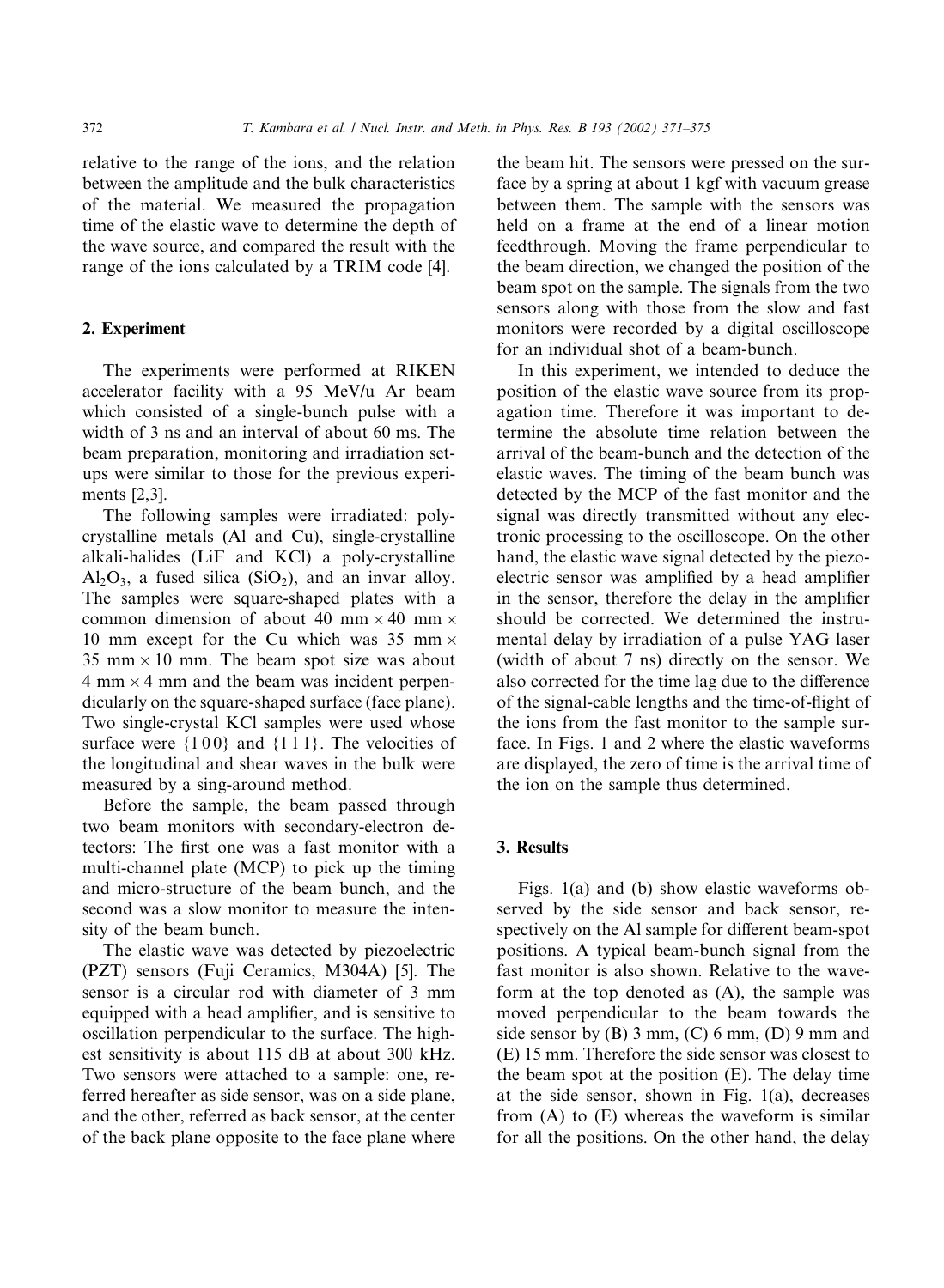relative to the range of the ions, and the relation between the amplitude and the bulk characteristics of the material. We measured the propagation time of the elastic wave to determine the depth of the wave source, and compared the result with the range of the ions calculated by a TRIM code [4].

## 2. Experiment

The experiments were performed at RIKEN accelerator facility with a 95 MeV/u Ar beam which consisted of a single-bunch pulse with a width of 3 ns and an interval of about 60 ms. The beam preparation, monitoring and irradiation setups were similar to those for the previous experiments [2,3].

The following samples were irradiated: polycrystalline metals (Al and Cu), single-crystalline alkali-halides (LiF and KCl) a poly-crystalline $Al_2O_3$, a fused silica ($SiO_2$), and an invar alloy. The samples were square-shaped plates with a common dimension of about 40 mm × 40 mm × 10 mm except for the Cu which was 35 mm × 35 mm × 10 mm. The beam spot size was about 4 mm × 4 mm and the beam was incident perpendicularly on the square-shaped surface (face plane). Two single-crystal KCl samples were used whose surface were {1 0 0} and {1 1 1}. The velocities of the longitudinal and shear waves in the bulk were measured by a sing-around method.

Before the sample, the beam passed through two beam monitors with secondary-electron detectors: The first one was a fast monitor with a multi-channel plate (MCP) to pick up the timing and micro-structure of the beam bunch, and the second was a slow monitor to measure the intensity of the beam bunch.

The elastic wave was detected by piezoelectric (PZT) sensors (Fuji Ceramics, M304A) [5]. The sensor is a circular rod with diameter of 3 mm equipped with a head amplifier, and is sensitive to oscillation perpendicular to the surface. The highest sensitivity is about 115 dB at about 300 kHz. Two sensors were attached to a sample: one, referred hereafter as side sensor, was on a side plane, and the other, referred as back sensor, at the center of the back plane opposite to the face plane where the beam hit. The sensors were pressed on the surface by a spring at about 1 kgf with vacuum grease between them. The sample with the sensors was held on a frame at the end of a linear motion feedthrough. Moving the frame perpendicular to the beam direction, we changed the position of the beam spot on the sample. The signals from the two sensors along with those from the slow and fast monitors were recorded by a digital oscilloscope for an individual shot of a beam-bunch.

In this experiment, we intended to deduce the position of the elastic wave source from its propagation time. Therefore it was important to determine the absolute time relation between the arrival of the beam-bunch and the detection of the elastic waves. The timing of the beam bunch was detected by the MCP of the fast monitor and the signal was directly transmitted without any electronic processing to the oscilloscope. On the other hand, the elastic wave signal detected by the piezoelectric sensor was amplified by a head amplifier in the sensor, therefore the delay in the amplifier should be corrected. We determined the instrumental delay by irradiation of a pulse YAG laser (width of about 7 ns) directly on the sensor. We also corrected for the time lag due to the difference of the signal-cable lengths and the time-of-flight of the ions from the fast monitor to the sample surface. In Figs. 1 and 2 where the elastic waveforms are displayed, the zero of time is the arrival time of the ion on the sample thus determined.

## 3. Results

Figs. 1(a) and (b) show elastic waveforms observed by the side sensor and back sensor, respectively on the Al sample for different beam-spot positions. A typical beam-bunch signal from the fast monitor is also shown. Relative to the waveform at the top denoted as (A), the sample was moved perpendicular to the beam towards the side sensor by (B) 3 mm, (C) 6 mm, (D) 9 mm and (E) 15 mm. Therefore the side sensor was closest to the beam spot at the position (E). The delay time at the side sensor, shown in Fig. 1(a), decreases from (A) to (E) whereas the waveform is similar for all the positions. On the other hand, the delay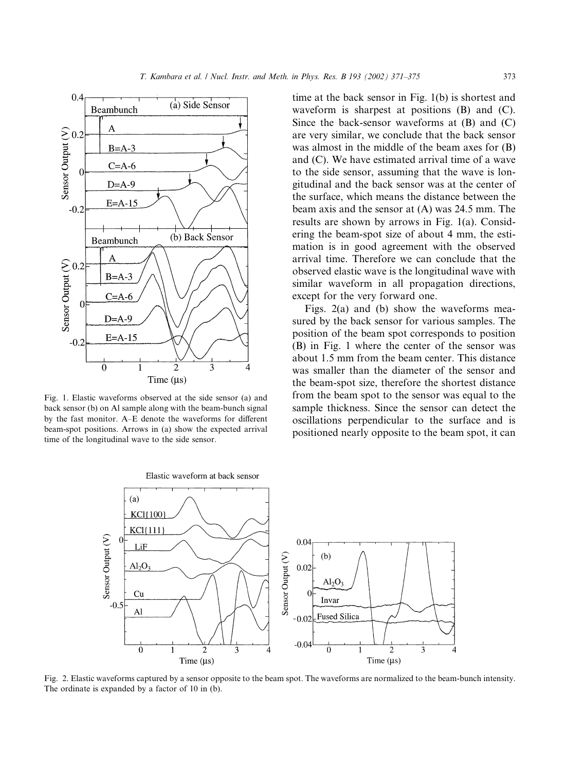Fig. 1. Elastic waveforms observed at the side sensor (a) and back sensor (b) on Al sample along with the beam-bunch signal by the fast monitor. A–E denote the waveforms for different beam-spot positions. Arrows in (a) show the expected arrival time of the longitudinal wave to the side sensor.

time at the back sensor in Fig. 1(b) is shortest and waveform is sharpest at positions (B) and (C). Since the back-sensor waveforms at (B) and (C) are very similar, we conclude that the back sensor was almost in the middle of the beam axes for (B) and (C). We have estimated arrival time of a wave to the side sensor, assuming that the wave is longitudinal and the back sensor was at the center of the surface, which means the distance between the beam axis and the sensor at (A) was 24.5 mm. The results are shown by arrows in Fig. 1(a). Considering the beam-spot size of about 4 mm, the estimation is in good agreement with the observed arrival time. Therefore we can conclude that the observed elastic wave is the longitudinal wave with similar waveform in all propagation directions, except for the very forward one.

Figs. 2(a) and (b) show the waveforms measured by the back sensor for various samples. The position of the beam spot corresponds to position (B) in Fig. 1 where the center of the sensor was about 1.5 mm from the beam center. This distance was smaller than the diameter of the sensor and the beam-spot size, therefore the shortest distance from the beam spot to the sensor was equal to the sample thickness. Since the sensor can detect the oscillations perpendicular to the surface and is positioned nearly opposite to the beam spot, it can

Fig. 2. Elastic waveforms captured by a sensor opposite to the beam spot. The waveforms are normalized to the beam-bunch intensity. The ordinate is expanded by a factor of 10 in (b).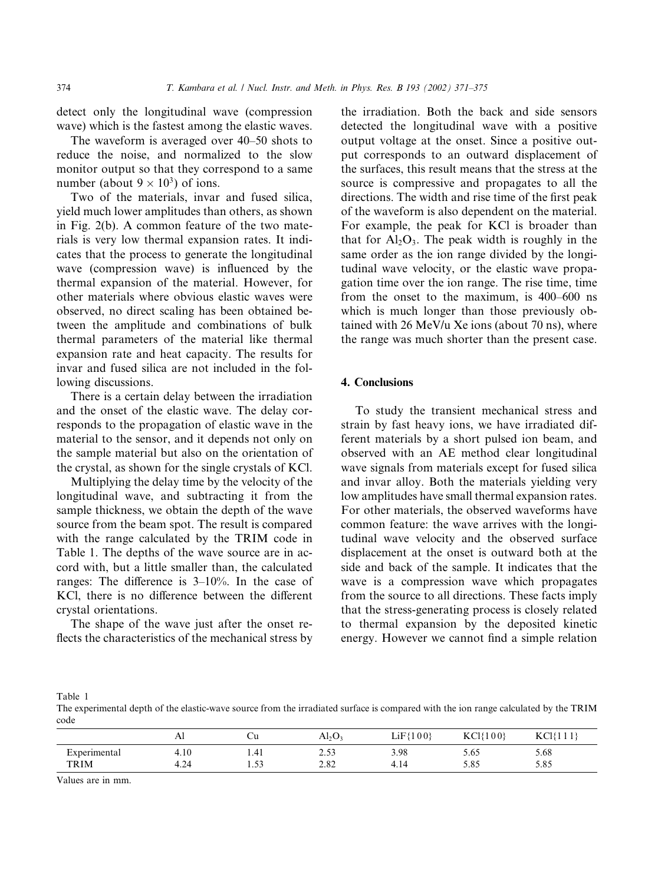detect only the longitudinal wave (compression wave) which is the fastest among the elastic waves.

The waveform is averaged over 40–50 shots to reduce the noise, and normalized to the slow monitor output so that they correspond to a same number (about $9 \times 10^3$) of ions.

Two of the materials, invar and fused silica, yield much lower amplitudes than others, as shown in Fig. 2(b). A common feature of the two materials is very low thermal expansion rates. It indicates that the process to generate the longitudinal wave (compression wave) is influenced by the thermal expansion of the material. However, for other materials where obvious elastic waves were observed, no direct scaling has been obtained between the amplitude and combinations of bulk thermal parameters of the material like thermal expansion rate and heat capacity. The results for invar and fused silica are not included in the following discussions.

There is a certain delay between the irradiation and the onset of the elastic wave. The delay corresponds to the propagation of elastic wave in the material to the sensor, and it depends not only on the sample material but also on the orientation of the crystal, as shown for the single crystals of KCl.

Multiplying the delay time by the velocity of the longitudinal wave, and subtracting it from the sample thickness, we obtain the depth of the wave source from the beam spot. The result is compared with the range calculated by the TRIM code in Table 1. The depths of the wave source are in accord with, but a little smaller than, the calculated ranges: The difference is 3–10%. In the case of KCl, there is no difference between the different crystal orientations.

The shape of the wave just after the onset reflects the characteristics of the mechanical stress by the irradiation. Both the back and side sensors detected the longitudinal wave with a positive output voltage at the onset. Since a positive output corresponds to an outward displacement of the surfaces, this result means that the stress at the source is compressive and propagates to all the directions. The width and rise time of the first peak of the waveform is also dependent on the material. For example, the peak for KCl is broader than that for $Al_2O_3$. The peak width is roughly in the same order as the ion range divided by the longitudinal wave velocity, or the elastic wave propagation time over the ion range. The rise time, time from the onset to the maximum, is 400–600 ns which is much longer than those previously obtained with 26 MeV/u Xe ions (about 70 ns), where the range was much shorter than the present case.

## 4. Conclusions

To study the transient mechanical stress and strain by fast heavy ions, we have irradiated different materials by a short pulsed ion beam, and observed with an AE method clear longitudinal wave signals from materials except for fused silica and invar alloy. Both the materials yielding very low amplitudes have small thermal expansion rates. For other materials, the observed waveforms have common feature: the wave arrives with the longitudinal wave velocity and the observed surface displacement at the onset is outward both at the side and back of the sample. It indicates that the wave is a compression wave which propagates from the source to all directions. These facts imply that the stress-generating process is closely related to thermal expansion by the deposited kinetic energy. However we cannot find a simple relation

Table 1
The experimental depth of the elastic-wave source from the irradiated surface is compared with the ion range calculated by the TRIM code

| | Al | Cu | $Al_2O_3$ | LiF{1 0 0} | KCl{1 0 0} | KCl{1 1 1} |
|---|---|---|---|---|---|---|
| Experimental | 4.10 | 1.41 | 2.53 | 3.98 | 5.65 | 5.68 |
| TRIM | 4.24 | 1.53 | 2.82 | 4.14 | 5.85 | 5.85 |

Values are in mm.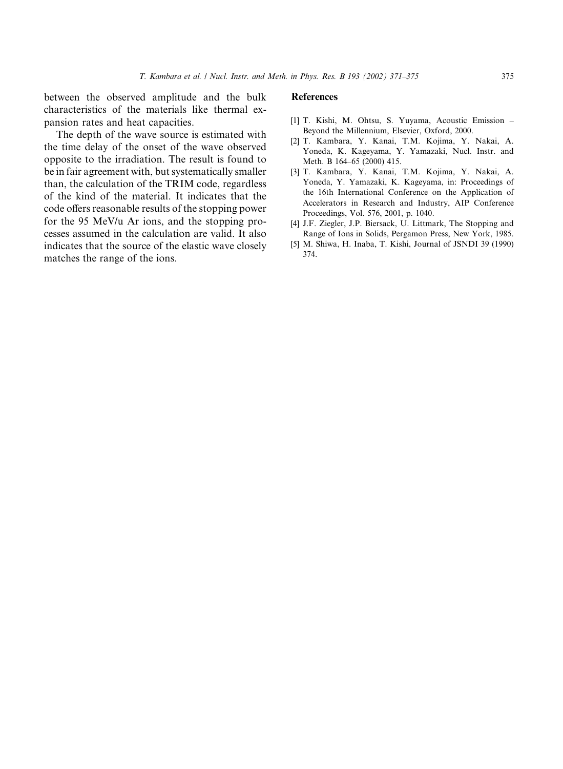between the observed amplitude and the bulk characteristics of the materials like thermal expansion rates and heat capacities.

The depth of the wave source is estimated with the time delay of the onset of the wave observed opposite to the irradiation. The result is found to be in fair agreement with, but systematically smaller than, the calculation of the TRIM code, regardless of the kind of the material. It indicates that the code offers reasonable results of the stopping power for the 95 MeV/u Ar ions, and the stopping processes assumed in the calculation are valid. It also indicates that the source of the elastic wave closely matches the range of the ions.

## References

[1] T. Kishi, M. Ohtsu, S. Yuyama, Acoustic Emission – Beyond the Millennium, Elsevier, Oxford, 2000.

[2] T. Kambara, Y. Kanai, T.M. Kojima, Y. Nakai, A. Yoneda, K. Kageyama, Y. Yamazaki, Nucl. Instr. and Meth. B 164–65 (2000) 415.

[3] T. Kambara, Y. Kanai, T.M. Kojima, Y. Nakai, A. Yoneda, Y. Yamazaki, K. Kageyama, in: Proceedings of the 16th International Conference on the Application of Accelerators in Research and Industry, AIP Conference Proceedings, Vol. 576, 2001, p. 1040.

[4] J.F. Ziegler, J.P. Biersack, U. Littmark, The Stopping and Range of Ions in Solids, Pergamon Press, New York, 1985.

[5] M. Shiwa, H. Inaba, T. Kishi, Journal of JSNDI 39 (1990) 374.